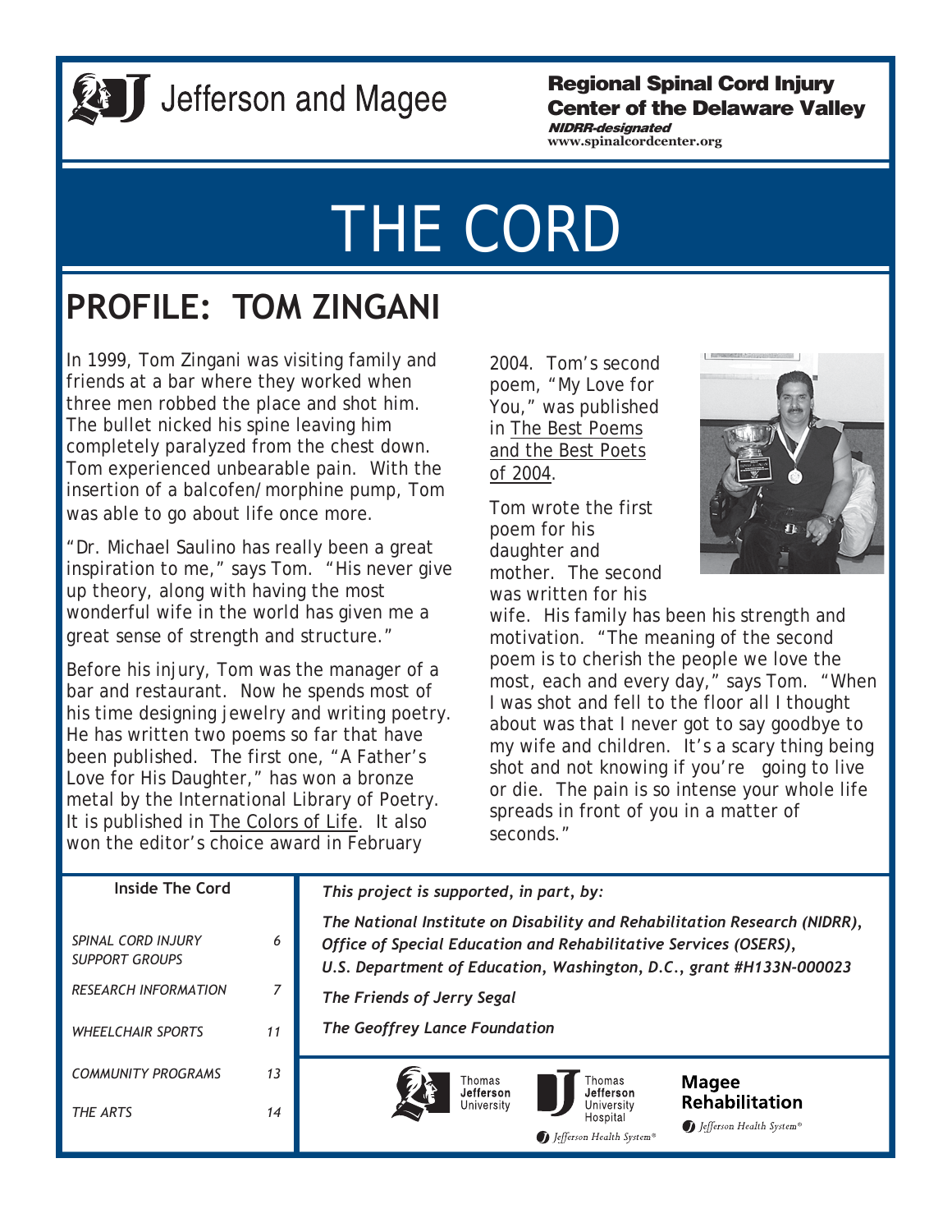Jefferson and Magee

**Regional Spinal Cord Injury Center of the Delaware Valley**

***NIDRR-designated***

**www.spinalcordcenter.org**

# THE CORD

## PROFILE: TOM ZINGANI

In 1999, Tom Zingani was visiting family and friends at a bar where they worked when three men robbed the place and shot him. The bullet nicked his spine leaving him completely paralyzed from the chest down. Tom experienced unbearable pain. With the insertion of a balcofen/morphine pump, Tom was able to go about life once more.

"Dr. Michael Saulino has really been a great inspiration to me," says Tom. "His never give up theory, along with having the most wonderful wife in the world has given me a great sense of strength and structure."

Before his injury, Tom was the manager of a bar and restaurant. Now he spends most of his time designing jewelry and writing poetry. He has written two poems so far that have been published. The first one, "A Father's Love for His Daughter," has won a bronze metal by the International Library of Poetry. It is published in The Colors of Life. It also won the editor's choice award in February 2004. Tom's second poem, "My Love for You," was published in The Best Poems and the Best Poets of 2004.

Tom wrote the first poem for his daughter and mother. The second was written for his wife. His family has been his strength and motivation. "The meaning of the second poem is to cherish the people we love the most, each and every day," says Tom. "When I was shot and fell to the floor all I thought about was that I never got to say goodbye to my wife and children. It's a scary thing being shot and not knowing if you're going to live or die. The pain is so intense your whole life spreads in front of you in a matter of seconds."

**Inside The Cord**

| | |
|---|---|
| *SPINAL CORD INJURY SUPPORT GROUPS* | *6* |
| *RESEARCH INFORMATION* | *7* |
| *WHEELCHAIR SPORTS* | *11* |
| *COMMUNITY PROGRAMS* | *13* |
| *THE ARTS* | *14* |

***This project is supported, in part, by:***

***The National Institute on Disability and Rehabilitation Research (NIDRR), Office of Special Education and Rehabilitative Services (OSERS), U.S. Department of Education, Washington, D.C., grant #H133N-000023***

***The Friends of Jerry Segal***

***The Geoffrey Lance Foundation***

Thomas Jefferson University | Thomas Jefferson University Hospital | Magee Rehabilitation

Jefferson Health System®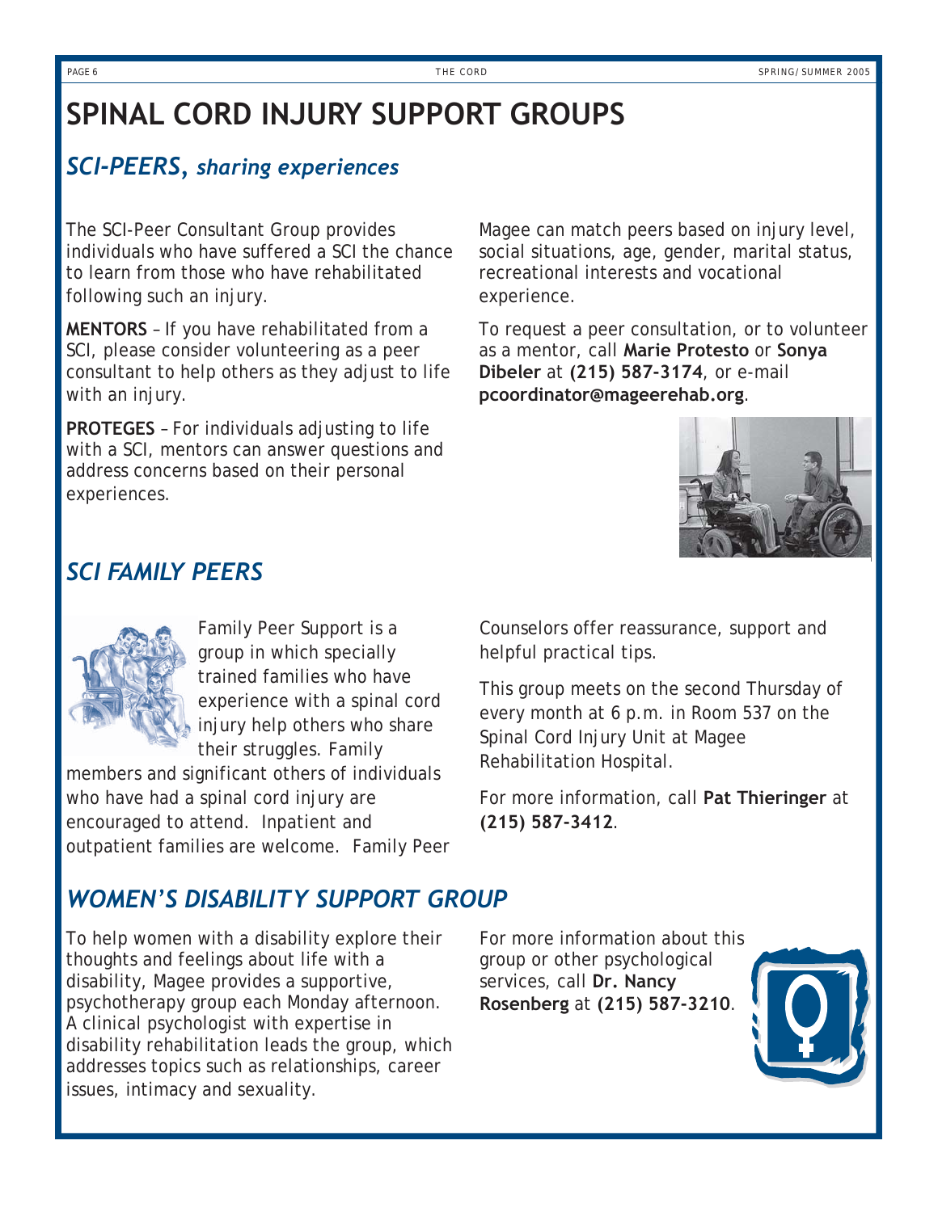# SPINAL CORD INJURY SUPPORT GROUPS

## *SCI-PEERS, sharing experiences*

The SCI-Peer Consultant Group provides individuals who have suffered a SCI the chance to learn from those who have rehabilitated following such an injury.

**MENTORS** – If you have rehabilitated from a SCI, please consider volunteering as a peer consultant to help others as they adjust to life with an injury.

**PROTEGES** – For individuals adjusting to life with a SCI, mentors can answer questions and address concerns based on their personal experiences.

Magee can match peers based on injury level, social situations, age, gender, marital status, recreational interests and vocational experience.

To request a peer consultation, or to volunteer as a mentor, call **Marie Protesto** or **Sonya Dibeler** at **(215) 587-3174**, or e-mail **pcoordinator@mageerehab.org**.

## *SCI FAMILY PEERS*

Family Peer Support is a group in which specially trained families who have experience with a spinal cord injury help others who share their struggles. Family members and significant others of individuals who have had a spinal cord injury are encouraged to attend. Inpatient and outpatient families are welcome. Family Peer Counselors offer reassurance, support and helpful practical tips.

This group meets on the second Thursday of every month at 6 p.m. in Room 537 on the Spinal Cord Injury Unit at Magee Rehabilitation Hospital.

For more information, call **Pat Thieringer** at **(215) 587-3412**.

## *WOMEN'S DISABILITY SUPPORT GROUP*

To help women with a disability explore their thoughts and feelings about life with a disability, Magee provides a supportive, psychotherapy group each Monday afternoon. A clinical psychologist with expertise in disability rehabilitation leads the group, which addresses topics such as relationships, career issues, intimacy and sexuality.

For more information about this group or other psychological services, call **Dr. Nancy Rosenberg** at **(215) 587-3210**.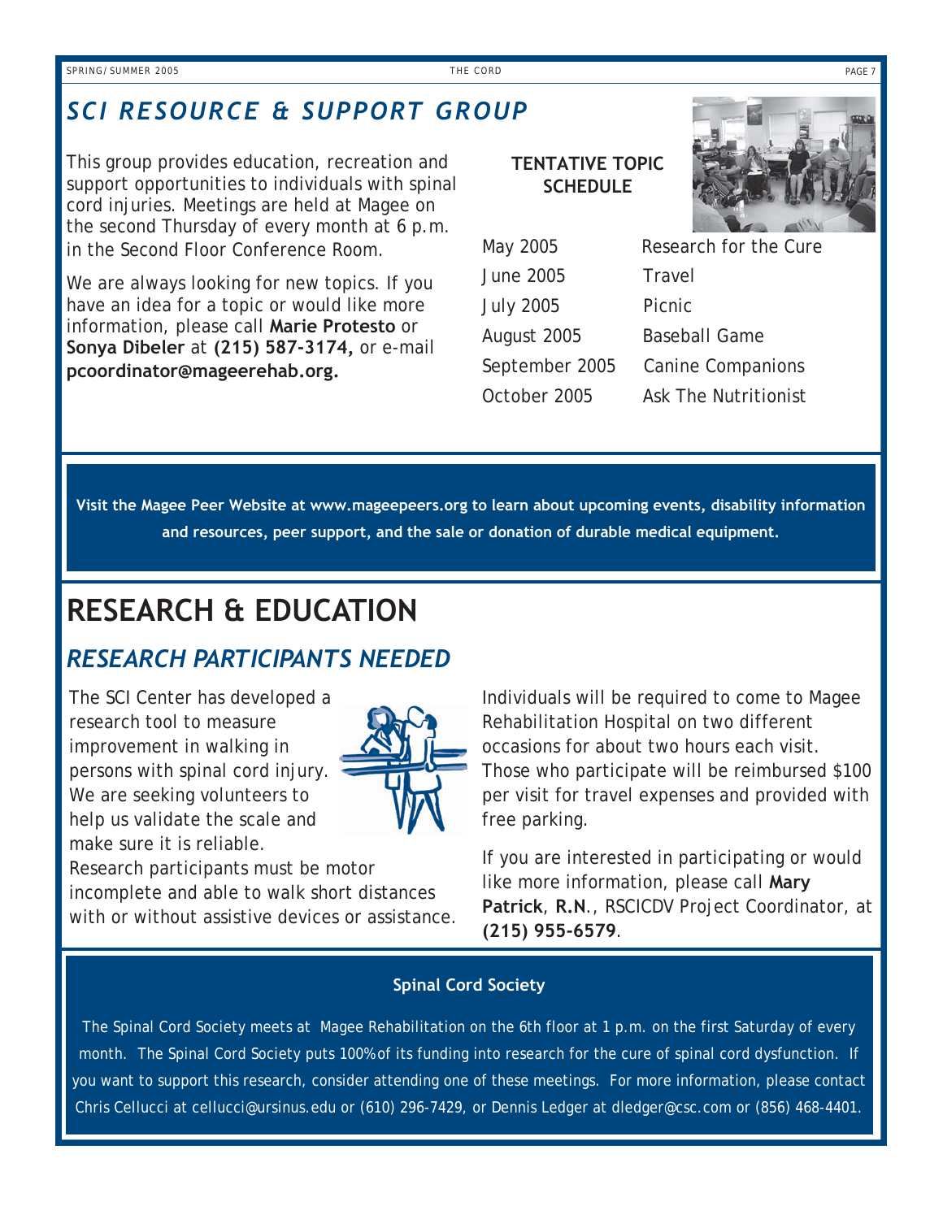## *SCI RESOURCE & SUPPORT GROUP*

This group provides education, recreation and support opportunities to individuals with spinal cord injuries. Meetings are held at Magee on the second Thursday of every month at 6 p.m. in the Second Floor Conference Room.

We are always looking for new topics. If you have an idea for a topic or would like more information, please call **Marie Protesto** or **Sonya Dibeler** at **(215) 587-3174,** or e-mail **pcoordinator@mageerehab.org.**

**TENTATIVE TOPIC SCHEDULE**

| | |
|---|---|
| May 2005 | Research for the Cure |
| June 2005 | Travel |
| July 2005 | Picnic |
| August 2005 | Baseball Game |
| September 2005 | Canine Companions |
| October 2005 | Ask The Nutritionist |

**Visit the Magee Peer Website at www.mageepeers.org to learn about upcoming events, disability information and resources, peer support, and the sale or donation of durable medical equipment.**

# RESEARCH & EDUCATION

## *RESEARCH PARTICIPANTS NEEDED*

The SCI Center has developed a research tool to measure improvement in walking in persons with spinal cord injury. We are seeking volunteers to help us validate the scale and make sure it is reliable. Research participants must be motor incomplete and able to walk short distances with or without assistive devices or assistance.

Individuals will be required to come to Magee Rehabilitation Hospital on two different occasions for about two hours each visit. Those who participate will be reimbursed $100 per visit for travel expenses and provided with free parking.

If you are interested in participating or would like more information, please call **Mary Patrick**, **R.N**., RSCICDV Project Coordinator, at **(215) 955-6579**.

**Spinal Cord Society**

The Spinal Cord Society meets at Magee Rehabilitation on the 6th floor at 1 p.m. on the first Saturday of every month. The Spinal Cord Society puts 100% of its funding into research for the cure of spinal cord dysfunction. If you want to support this research, consider attending one of these meetings. For more information, please contact Chris Cellucci at cellucci@ursinus.edu or (610) 296-7429, or Dennis Ledger at dledger@csc.com or (856) 468-4401.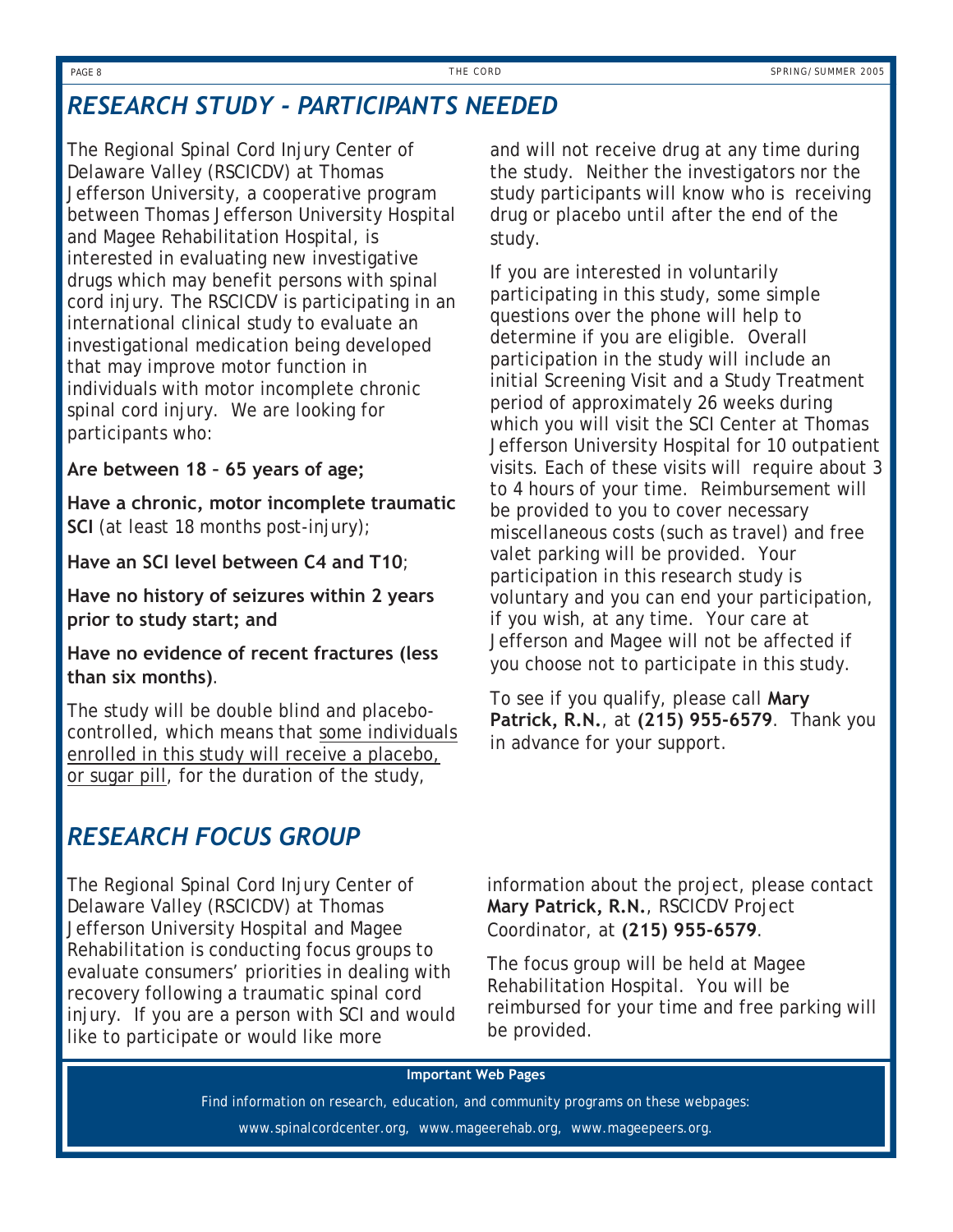## *RESEARCH STUDY - PARTICIPANTS NEEDED*

The Regional Spinal Cord Injury Center of Delaware Valley (RSCICDV) at Thomas Jefferson University, a cooperative program between Thomas Jefferson University Hospital and Magee Rehabilitation Hospital, is interested in evaluating new investigative drugs which may benefit persons with spinal cord injury. The RSCICDV is participating in an international clinical study to evaluate an investigational medication being developed that may improve motor function in individuals with motor incomplete chronic spinal cord injury. We are looking for participants who:

**Are between 18 – 65 years of age;**

**Have a chronic, motor incomplete traumatic SCI** (at least 18 months post-injury);

**Have an SCI level between C4 and T10**;

**Have no history of seizures within 2 years prior to study start; and**

**Have no evidence of recent fractures (less than six months)**.

The study will be double blind and placebo-controlled, which means that <u>some individuals enrolled in this study will receive a placebo, or sugar pill</u>, for the duration of the study, and will not receive drug at any time during the study. Neither the investigators nor the study participants will know who is receiving drug or placebo until after the end of the study.

If you are interested in voluntarily participating in this study, some simple questions over the phone will help to determine if you are eligible. Overall participation in the study will include an initial Screening Visit and a Study Treatment period of approximately 26 weeks during which you will visit the SCI Center at Thomas Jefferson University Hospital for 10 outpatient visits. Each of these visits will require about 3 to 4 hours of your time. Reimbursement will be provided to you to cover necessary miscellaneous costs (such as travel) and free valet parking will be provided. Your participation in this research study is voluntary and you can end your participation, if you wish, at any time. Your care at Jefferson and Magee will not be affected if you choose not to participate in this study.

To see if you qualify, please call **Mary Patrick, R.N.**, at **(215) 955-6579**. Thank you in advance for your support.

## *RESEARCH FOCUS GROUP*

The Regional Spinal Cord Injury Center of Delaware Valley (RSCICDV) at Thomas Jefferson University Hospital and Magee Rehabilitation is conducting focus groups to evaluate consumers' priorities in dealing with recovery following a traumatic spinal cord injury. If you are a person with SCI and would like to participate or would like more information about the project, please contact **Mary Patrick, R.N.**, RSCICDV Project Coordinator, at **(215) 955-6579**.

The focus group will be held at Magee Rehabilitation Hospital. You will be reimbursed for your time and free parking will be provided.

**Important Web Pages**

Find information on research, education, and community programs on these webpages:

www.spinalcordcenter.org, www.mageerehab.org, www.mageepeers.org.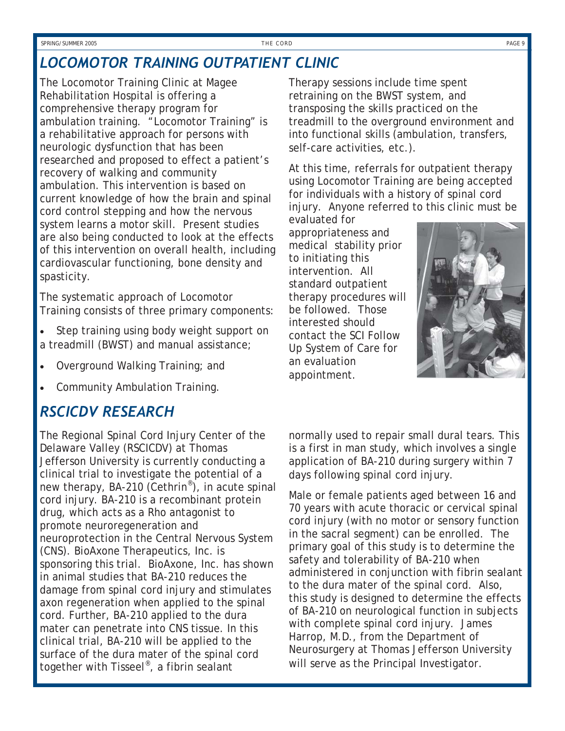## LOCOMOTOR TRAINING OUTPATIENT CLINIC

The Locomotor Training Clinic at Magee Rehabilitation Hospital is offering a comprehensive therapy program for ambulation training. "Locomotor Training" is a rehabilitative approach for persons with neurologic dysfunction that has been researched and proposed to effect a patient's recovery of walking and community ambulation. This intervention is based on current knowledge of how the brain and spinal cord control stepping and how the nervous system learns a motor skill. Present studies are also being conducted to look at the effects of this intervention on overall health, including cardiovascular functioning, bone density and spasticity.

The systematic approach of Locomotor Training consists of three primary components:

- Step training using body weight support on a treadmill (BWST) and manual assistance;
- Overground Walking Training; and
- Community Ambulation Training.

Therapy sessions include time spent retraining on the BWST system, and transposing the skills practiced on the treadmill to the overground environment and into functional skills (ambulation, transfers, self-care activities, etc.).

At this time, referrals for outpatient therapy using Locomotor Training are being accepted for individuals with a history of spinal cord injury. Anyone referred to this clinic must be evaluated for appropriateness and medical stability prior to initiating this intervention. All standard outpatient therapy procedures will be followed. Those interested should contact the SCI Follow Up System of Care for an evaluation appointment.

## RSCICDV RESEARCH

The Regional Spinal Cord Injury Center of the Delaware Valley (RSCICDV) at Thomas Jefferson University is currently conducting a clinical trial to investigate the potential of a new therapy, BA-210 (Cethrin®), in acute spinal cord injury. BA-210 is a recombinant protein drug, which acts as a Rho antagonist to promote neuroregeneration and neuroprotection in the Central Nervous System (CNS). BioAxone Therapeutics, Inc. is sponsoring this trial. BioAxone, Inc. has shown in animal studies that BA-210 reduces the damage from spinal cord injury and stimulates axon regeneration when applied to the spinal cord. Further, BA-210 applied to the dura mater can penetrate into CNS tissue. In this clinical trial, BA-210 will be applied to the surface of the dura mater of the spinal cord together with Tisseel®, a fibrin sealant normally used to repair small dural tears. This is a first in man study, which involves a single application of BA-210 during surgery within 7 days following spinal cord injury.

Male or female patients aged between 16 and 70 years with acute thoracic or cervical spinal cord injury (with no motor or sensory function in the sacral segment) can be enrolled. The primary goal of this study is to determine the safety and tolerability of BA-210 when administered in conjunction with fibrin sealant to the dura mater of the spinal cord. Also, this study is designed to determine the effects of BA-210 on neurological function in subjects with complete spinal cord injury. James Harrop, M.D., from the Department of Neurosurgery at Thomas Jefferson University will serve as the Principal Investigator.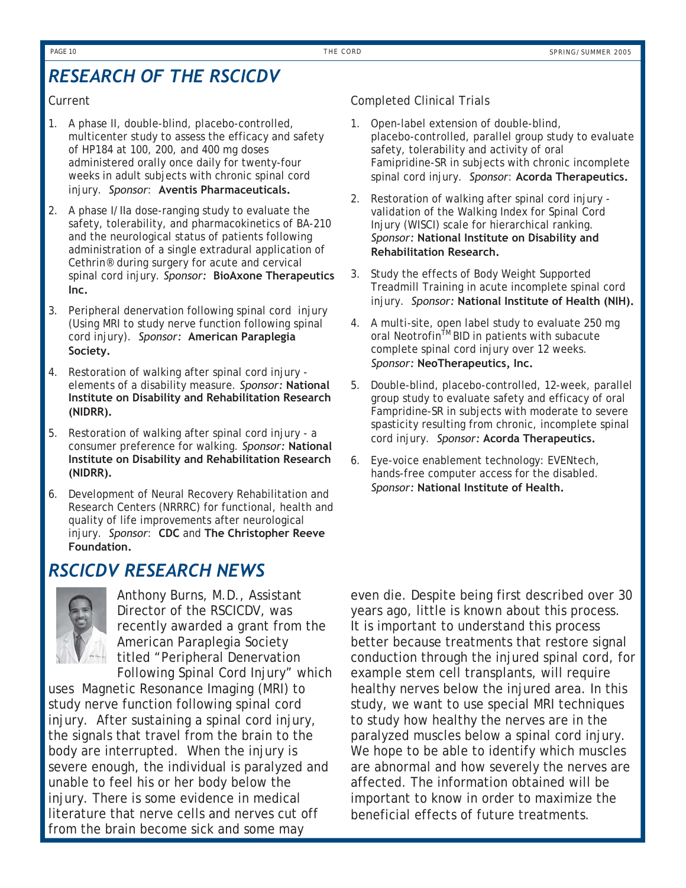## RESEARCH OF THE RSCICDV

### Current

1. A phase II, double-blind, placebo-controlled, multicenter study to assess the efficacy and safety of HP184 at 100, 200, and 400 mg doses administered orally once daily for twenty-four weeks in adult subjects with chronic spinal cord injury. *Sponsor*: **Aventis Pharmaceuticals.**
2. A phase I/IIa dose-ranging study to evaluate the safety, tolerability, and pharmacokinetics of BA-210 and the neurological status of patients following administration of a single extradural application of Cethrin® during surgery for acute and cervical spinal cord injury. *Sponsor:* **BioAxone Therapeutics Inc.**
3. Peripheral denervation following spinal cord injury (Using MRI to study nerve function following spinal cord injury). *Sponsor:* **American Paraplegia Society.**
4. Restoration of walking after spinal cord injury - elements of a disability measure. *Sponsor:* **National Institute on Disability and Rehabilitation Research (NIDRR).**
5. Restoration of walking after spinal cord injury - a consumer preference for walking. *Sponsor:* **National Institute on Disability and Rehabilitation Research (NIDRR).**
6. Development of Neural Recovery Rehabilitation and Research Centers (NRRRC) for functional, health and quality of life improvements after neurological injury. *Sponsor*: **CDC** and **The Christopher Reeve Foundation.**

### Completed Clinical Trials

1. Open-label extension of double-blind, placebo-controlled, parallel group study to evaluate safety, tolerability and activity of oral Famipridine-SR in subjects with chronic incomplete spinal cord injury. *Sponsor*: **Acorda Therapeutics.**
2. Restoration of walking after spinal cord injury - validation of the Walking Index for Spinal Cord Injury (WISCI) scale for hierarchical ranking. *Sponsor:* **National Institute on Disability and Rehabilitation Research.**
3. Study the effects of Body Weight Supported Treadmill Training in acute incomplete spinal cord injury. *Sponsor:* **National Institute of Health (NIH).**
4. A multi-site, open label study to evaluate 250 mg oral Neotrofin™ BID in patients with subacute complete spinal cord injury over 12 weeks. *Sponsor:* **NeoTherapeutics, Inc.**
5. Double-blind, placebo-controlled, 12-week, parallel group study to evaluate safety and efficacy of oral Fampridine-SR in subjects with moderate to severe spasticity resulting from chronic, incomplete spinal cord injury. *Sponsor:* **Acorda Therapeutics.**
6. Eye-voice enablement technology: EVENtech, hands-free computer access for the disabled. *Sponsor:* **National Institute of Health.**

## RSCICDV RESEARCH NEWS

Anthony Burns, M.D., Assistant Director of the RSCICDV, was recently awarded a grant from the American Paraplegia Society titled "Peripheral Denervation Following Spinal Cord Injury" which uses Magnetic Resonance Imaging (MRI) to study nerve function following spinal cord injury. After sustaining a spinal cord injury, the signals that travel from the brain to the body are interrupted. When the injury is severe enough, the individual is paralyzed and unable to feel his or her body below the injury. There is some evidence in medical literature that nerve cells and nerves cut off from the brain become sick and some may even die. Despite being first described over 30 years ago, little is known about this process. It is important to understand this process better because treatments that restore signal conduction through the injured spinal cord, for example stem cell transplants, will require healthy nerves below the injured area. In this study, we want to use special MRI techniques to study how healthy the nerves are in the paralyzed muscles below a spinal cord injury. We hope to be able to identify which muscles are abnormal and how severely the nerves are affected. The information obtained will be important to know in order to maximize the beneficial effects of future treatments.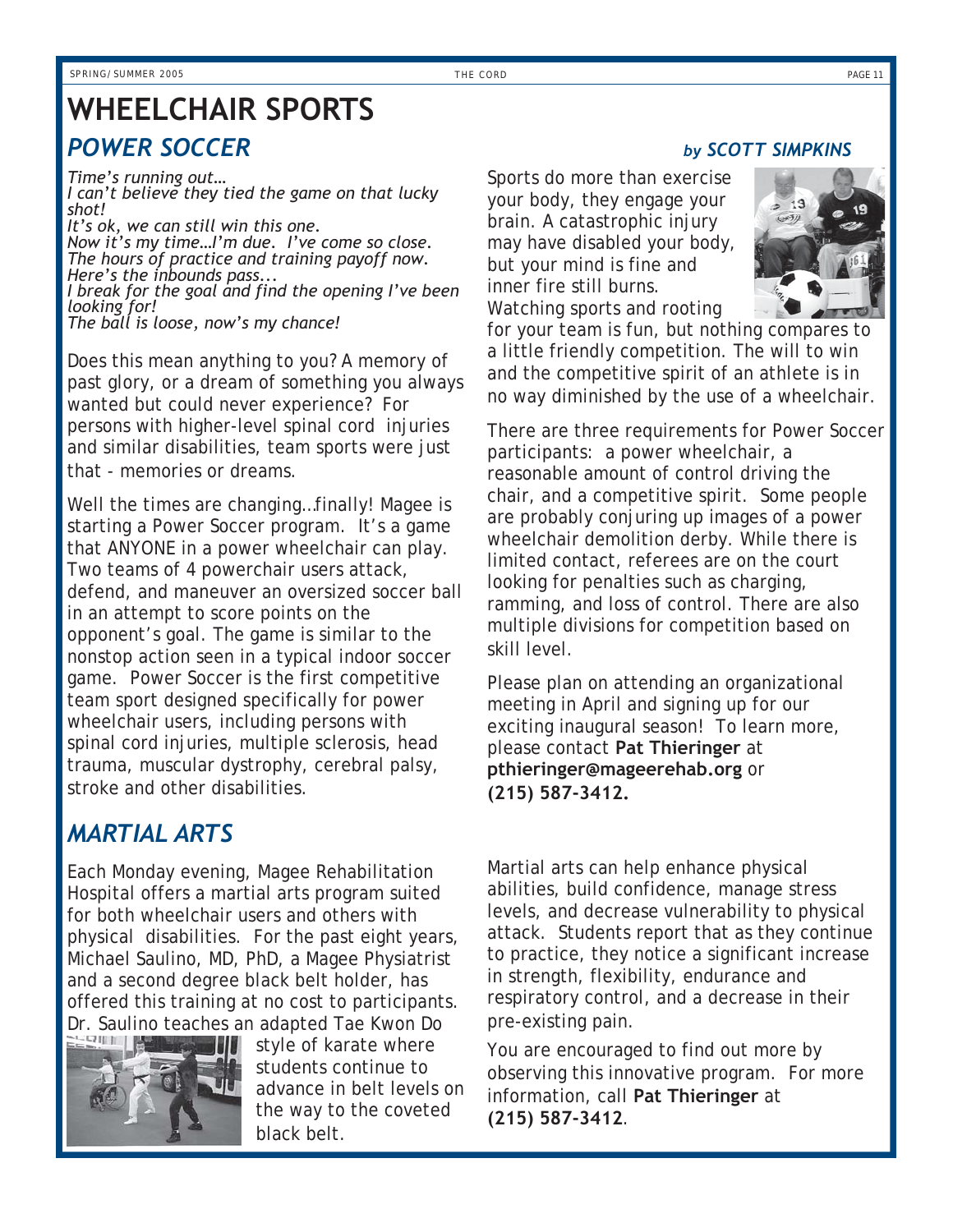# WHEELCHAIR SPORTS

## *POWER SOCCER*

***by SCOTT SIMPKINS***

*Time's running out…*
*I can't believe they tied the game on that lucky shot!*
*It's ok, we can still win this one.*
*Now it's my time…I'm due. I've come so close.*
*The hours of practice and training payoff now.*
*Here's the inbounds pass...*
*I break for the goal and find the opening I've been looking for!*
*The ball is loose, now's my chance!*

Does this mean anything to you? A memory of past glory, or a dream of something you always wanted but could never experience? For persons with higher-level spinal cord injuries and similar disabilities, team sports were just that - memories or dreams.

Well the times are changing…finally! Magee is starting a Power Soccer program. It's a game that ANYONE in a power wheelchair can play. Two teams of 4 powerchair users attack, defend, and maneuver an oversized soccer ball in an attempt to score points on the opponent's goal. The game is similar to the nonstop action seen in a typical indoor soccer game. Power Soccer is the first competitive team sport designed specifically for power wheelchair users, including persons with spinal cord injuries, multiple sclerosis, head trauma, muscular dystrophy, cerebral palsy, stroke and other disabilities.

Sports do more than exercise your body, they engage your brain. A catastrophic injury may have disabled your body, but your mind is fine and inner fire still burns. Watching sports and rooting for your team is fun, but nothing compares to a little friendly competition. The will to win and the competitive spirit of an athlete is in no way diminished by the use of a wheelchair.

There are three requirements for Power Soccer participants: a power wheelchair, a reasonable amount of control driving the chair, and a competitive spirit. Some people are probably conjuring up images of a power wheelchair demolition derby. While there is limited contact, referees are on the court looking for penalties such as charging, ramming, and loss of control. There are also multiple divisions for competition based on skill level.

Please plan on attending an organizational meeting in April and signing up for our exciting inaugural season! To learn more, please contact **Pat Thieringer** at **pthieringer@mageerehab.org** or **(215) 587-3412.**

## *MARTIAL ARTS*

Each Monday evening, Magee Rehabilitation Hospital offers a martial arts program suited for both wheelchair users and others with physical disabilities. For the past eight years, Michael Saulino, MD, PhD, a Magee Physiatrist and a second degree black belt holder, has offered this training at no cost to participants. Dr. Saulino teaches an adapted Tae Kwon Do style of karate where students continue to advance in belt levels on the way to the coveted black belt.

Martial arts can help enhance physical abilities, build confidence, manage stress levels, and decrease vulnerability to physical attack. Students report that as they continue to practice, they notice a significant increase in strength, flexibility, endurance and respiratory control, and a decrease in their pre-existing pain.

You are encouraged to find out more by observing this innovative program. For more information, call **Pat Thieringer** at **(215) 587-3412**.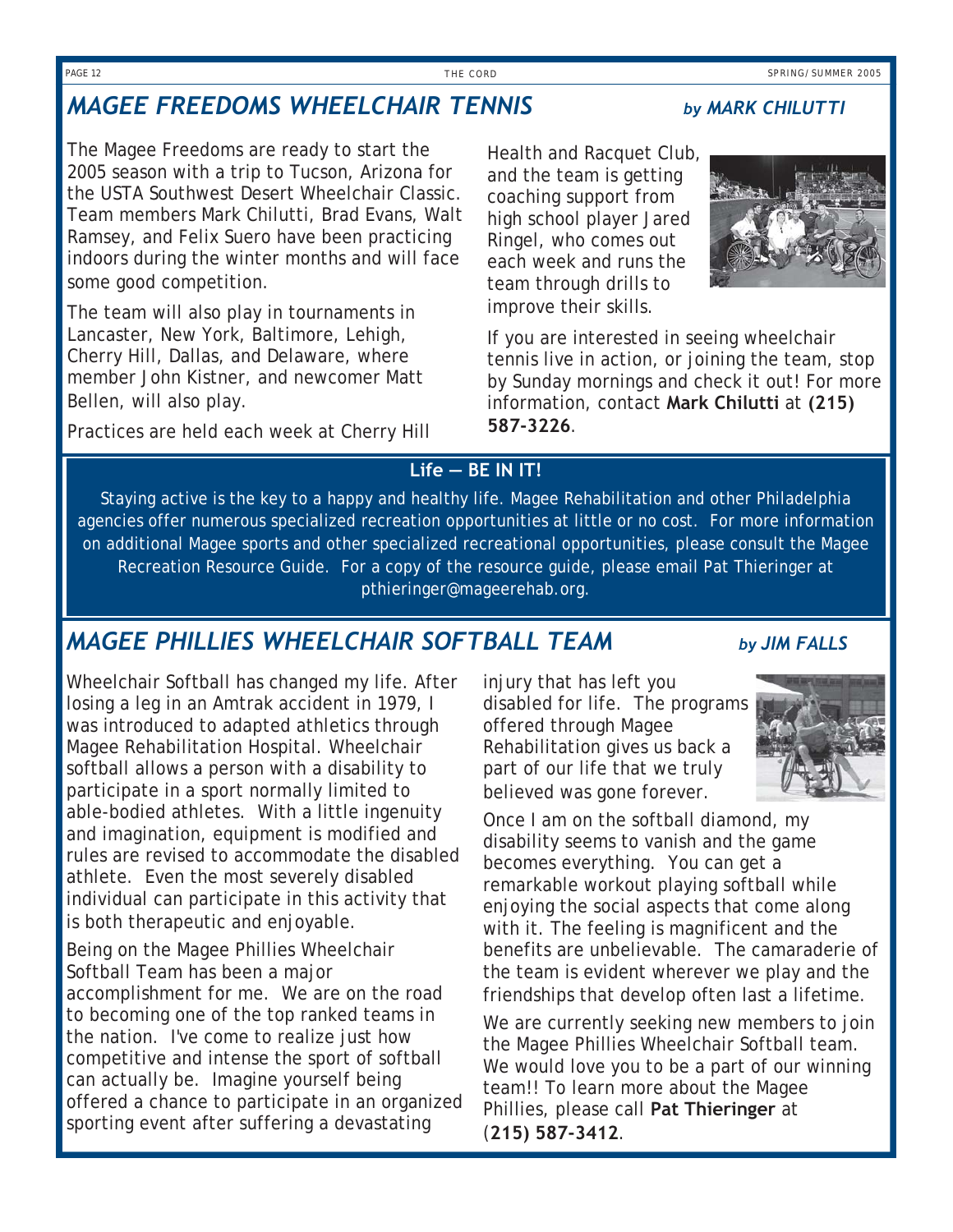## *MAGEE FREEDOMS WHEELCHAIR TENNIS*

***by MARK CHILUTTI***

The Magee Freedoms are ready to start the 2005 season with a trip to Tucson, Arizona for the USTA Southwest Desert Wheelchair Classic. Team members Mark Chilutti, Brad Evans, Walt Ramsey, and Felix Suero have been practicing indoors during the winter months and will face some good competition.

The team will also play in tournaments in Lancaster, New York, Baltimore, Lehigh, Cherry Hill, Dallas, and Delaware, where member John Kistner, and newcomer Matt Bellen, will also play.

Practices are held each week at Cherry Hill Health and Racquet Club, and the team is getting coaching support from high school player Jared Ringel, who comes out each week and runs the team through drills to improve their skills.

If you are interested in seeing wheelchair tennis live in action, or joining the team, stop by Sunday mornings and check it out! For more information, contact **Mark Chilutti** at **(215) 587-3226**.

**Life — BE IN IT!**

Staying active is the key to a happy and healthy life. Magee Rehabilitation and other Philadelphia agencies offer numerous specialized recreation opportunities at little or no cost. For more information on additional Magee sports and other specialized recreational opportunities, please consult the Magee Recreation Resource Guide. For a copy of the resource guide, please email Pat Thieringer at pthieringer@mageerehab.org.

## *MAGEE PHILLIES WHEELCHAIR SOFTBALL TEAM*

***by JIM FALLS***

Wheelchair Softball has changed my life. After losing a leg in an Amtrak accident in 1979, I was introduced to adapted athletics through Magee Rehabilitation Hospital. Wheelchair softball allows a person with a disability to participate in a sport normally limited to able-bodied athletes. With a little ingenuity and imagination, equipment is modified and rules are revised to accommodate the disabled athlete. Even the most severely disabled individual can participate in this activity that is both therapeutic and enjoyable.

Being on the Magee Phillies Wheelchair Softball Team has been a major accomplishment for me. We are on the road to becoming one of the top ranked teams in the nation. I've come to realize just how competitive and intense the sport of softball can actually be. Imagine yourself being offered a chance to participate in an organized sporting event after suffering a devastating injury that has left you disabled for life. The programs offered through Magee Rehabilitation gives us back a part of our life that we truly believed was gone forever.

Once I am on the softball diamond, my disability seems to vanish and the game becomes everything. You can get a remarkable workout playing softball while enjoying the social aspects that come along with it. The feeling is magnificent and the benefits are unbelievable. The camaraderie of the team is evident wherever we play and the friendships that develop often last a lifetime.

We are currently seeking new members to join the Magee Phillies Wheelchair Softball team. We would love you to be a part of our winning team!! To learn more about the Magee Phillies, please call **Pat Thieringer** at (**215) 587-3412**.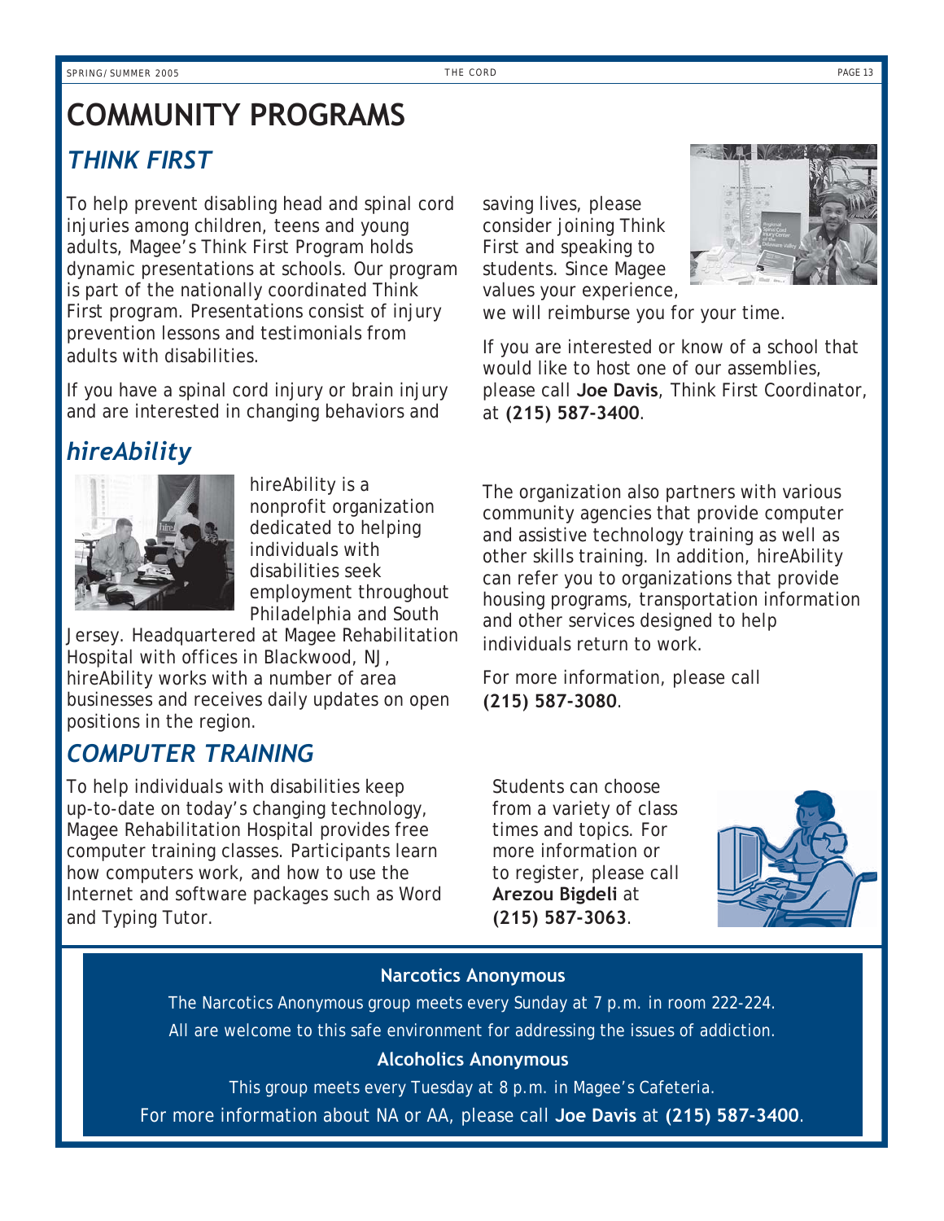# COMMUNITY PROGRAMS

## *THINK FIRST*

To help prevent disabling head and spinal cord injuries among children, teens and young adults, Magee's Think First Program holds dynamic presentations at schools. Our program is part of the nationally coordinated Think First program. Presentations consist of injury prevention lessons and testimonials from adults with disabilities.

If you have a spinal cord injury or brain injury and are interested in changing behaviors and saving lives, please consider joining Think First and speaking to students. Since Magee values your experience, we will reimburse you for your time.

If you are interested or know of a school that would like to host one of our assemblies, please call **Joe Davis**, Think First Coordinator, at **(215) 587-3400**.

## *hireAbility*

hireAbility is a nonprofit organization dedicated to helping individuals with disabilities seek employment throughout Philadelphia and South Jersey. Headquartered at Magee Rehabilitation Hospital with offices in Blackwood, NJ, hireAbility works with a number of area businesses and receives daily updates on open positions in the region.

The organization also partners with various community agencies that provide computer and assistive technology training as well as other skills training. In addition, hireAbility can refer you to organizations that provide housing programs, transportation information and other services designed to help individuals return to work.

For more information, please call **(215) 587-3080**.

## *COMPUTER TRAINING*

To help individuals with disabilities keep up-to-date on today's changing technology, Magee Rehabilitation Hospital provides free computer training classes. Participants learn how computers work, and how to use the Internet and software packages such as Word and Typing Tutor.

Students can choose from a variety of class times and topics. For more information or to register, please call **Arezou Bigdeli** at **(215) 587-3063**.

**Narcotics Anonymous**

The Narcotics Anonymous group meets every Sunday at 7 p.m. in room 222-224. All are welcome to this safe environment for addressing the issues of addiction.

**Alcoholics Anonymous**

This group meets every Tuesday at 8 p.m. in Magee's Cafeteria.

For more information about NA or AA, please call **Joe Davis** at **(215) 587-3400**.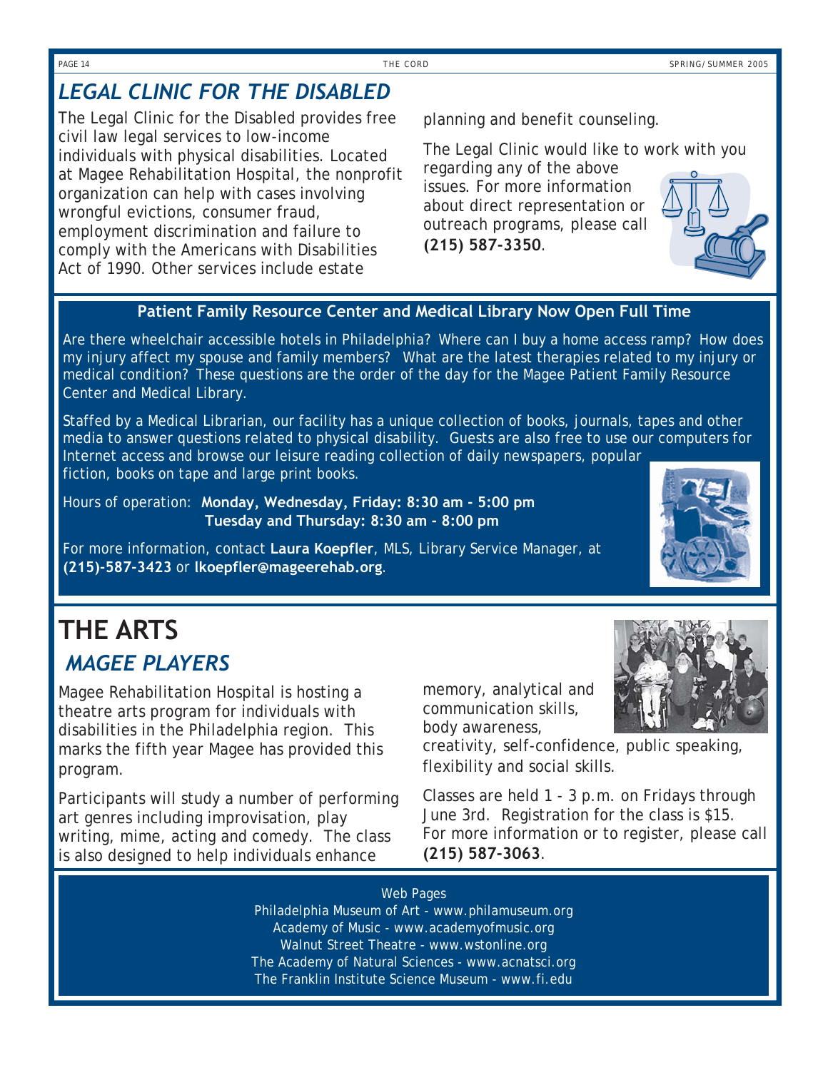## *LEGAL CLINIC FOR THE DISABLED*

The Legal Clinic for the Disabled provides free civil law legal services to low-income individuals with physical disabilities. Located at Magee Rehabilitation Hospital, the nonprofit organization can help with cases involving wrongful evictions, consumer fraud, employment discrimination and failure to comply with the Americans with Disabilities Act of 1990. Other services include estate planning and benefit counseling.

The Legal Clinic would like to work with you regarding any of the above issues. For more information about direct representation or outreach programs, please call **(215) 587-3350**.

### Patient Family Resource Center and Medical Library Now Open Full Time

Are there wheelchair accessible hotels in Philadelphia? Where can I buy a home access ramp? How does my injury affect my spouse and family members? What are the latest therapies related to my injury or medical condition? These questions are the order of the day for the Magee Patient Family Resource Center and Medical Library.

Staffed by a Medical Librarian, our facility has a unique collection of books, journals, tapes and other media to answer questions related to physical disability. Guests are also free to use our computers for Internet access and browse our leisure reading collection of daily newspapers, popular fiction, books on tape and large print books.

Hours of operation: **Monday, Wednesday, Friday: 8:30 am - 5:00 pm**
**Tuesday and Thursday: 8:30 am - 8:00 pm**

For more information, contact **Laura Koepfler**, MLS, Library Service Manager, at **(215)-587-3423** or **lkoepfler@mageerehab.org**.

# THE ARTS

## *MAGEE PLAYERS*

Magee Rehabilitation Hospital is hosting a theatre arts program for individuals with disabilities in the Philadelphia region. This marks the fifth year Magee has provided this program.

Participants will study a number of performing art genres including improvisation, play writing, mime, acting and comedy. The class is also designed to help individuals enhance memory, analytical and communication skills, body awareness, creativity, self-confidence, public speaking, flexibility and social skills.

Classes are held 1 - 3 p.m. on Fridays through June 3rd. Registration for the class is $15. For more information or to register, please call **(215) 587-3063**.

Web Pages

Philadelphia Museum of Art - www.philamuseum.org
Academy of Music - www.academyofmusic.org
Walnut Street Theatre - www.wstonline.org
The Academy of Natural Sciences - www.acnatsci.org
The Franklin Institute Science Museum - www.fi.edu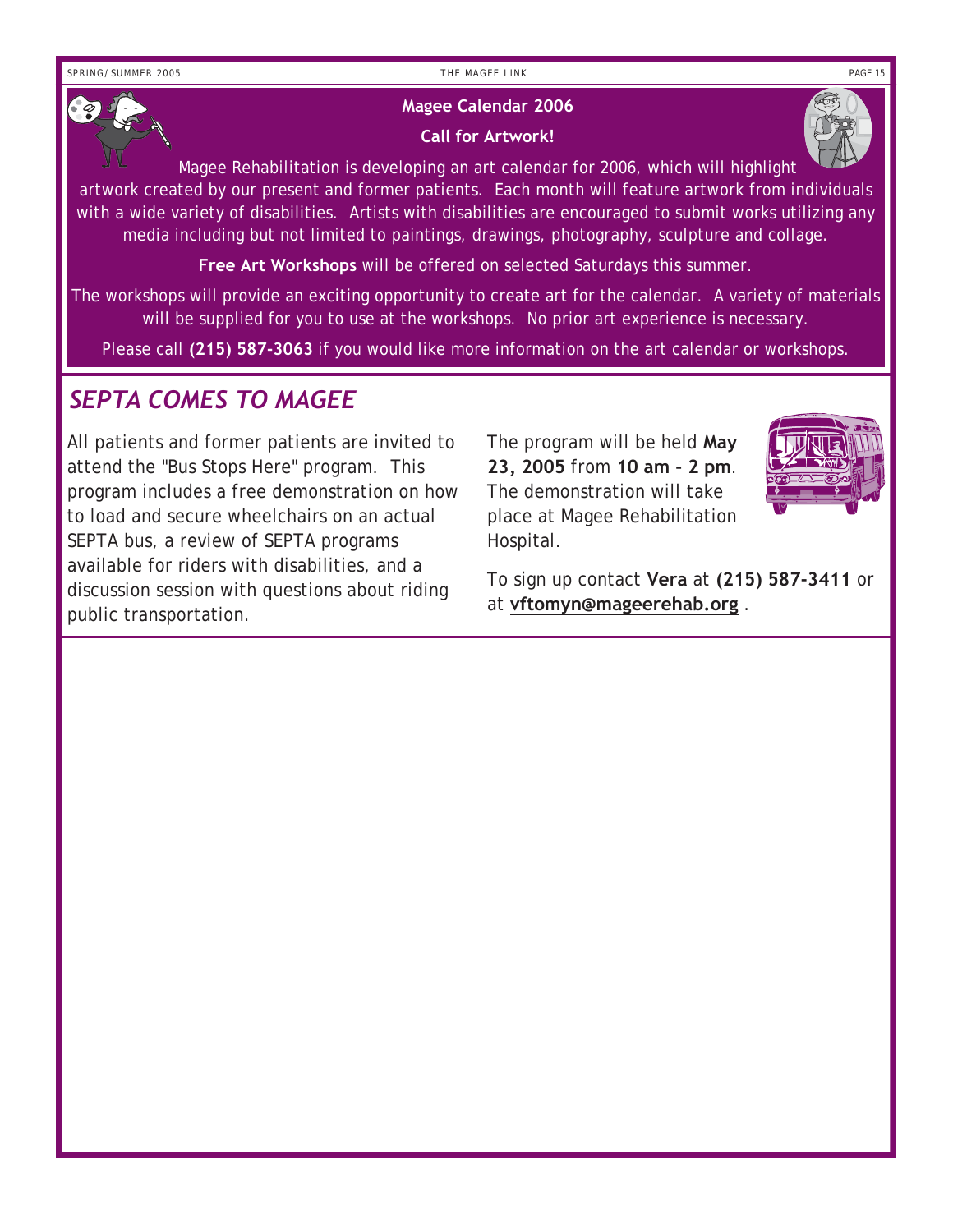## Magee Calendar 2006

### Call for Artwork!

Magee Rehabilitation is developing an art calendar for 2006, which will highlight artwork created by our present and former patients. Each month will feature artwork from individuals with a wide variety of disabilities. Artists with disabilities are encouraged to submit works utilizing any media including but not limited to paintings, drawings, photography, sculpture and collage.

**Free Art Workshops** will be offered on selected Saturdays this summer.

The workshops will provide an exciting opportunity to create art for the calendar. A variety of materials will be supplied for you to use at the workshops. No prior art experience is necessary.

Please call **(215) 587-3063** if you would like more information on the art calendar or workshops.

## *SEPTA COMES TO MAGEE*

All patients and former patients are invited to attend the "Bus Stops Here" program. This program includes a free demonstration on how to load and secure wheelchairs on an actual SEPTA bus, a review of SEPTA programs available for riders with disabilities, and a discussion session with questions about riding public transportation.

The program will be held **May 23, 2005** from **10 am - 2 pm**. The demonstration will take place at Magee Rehabilitation Hospital.

To sign up contact **Vera** at **(215) 587-3411** or at **vftomyn@mageerehab.org** .